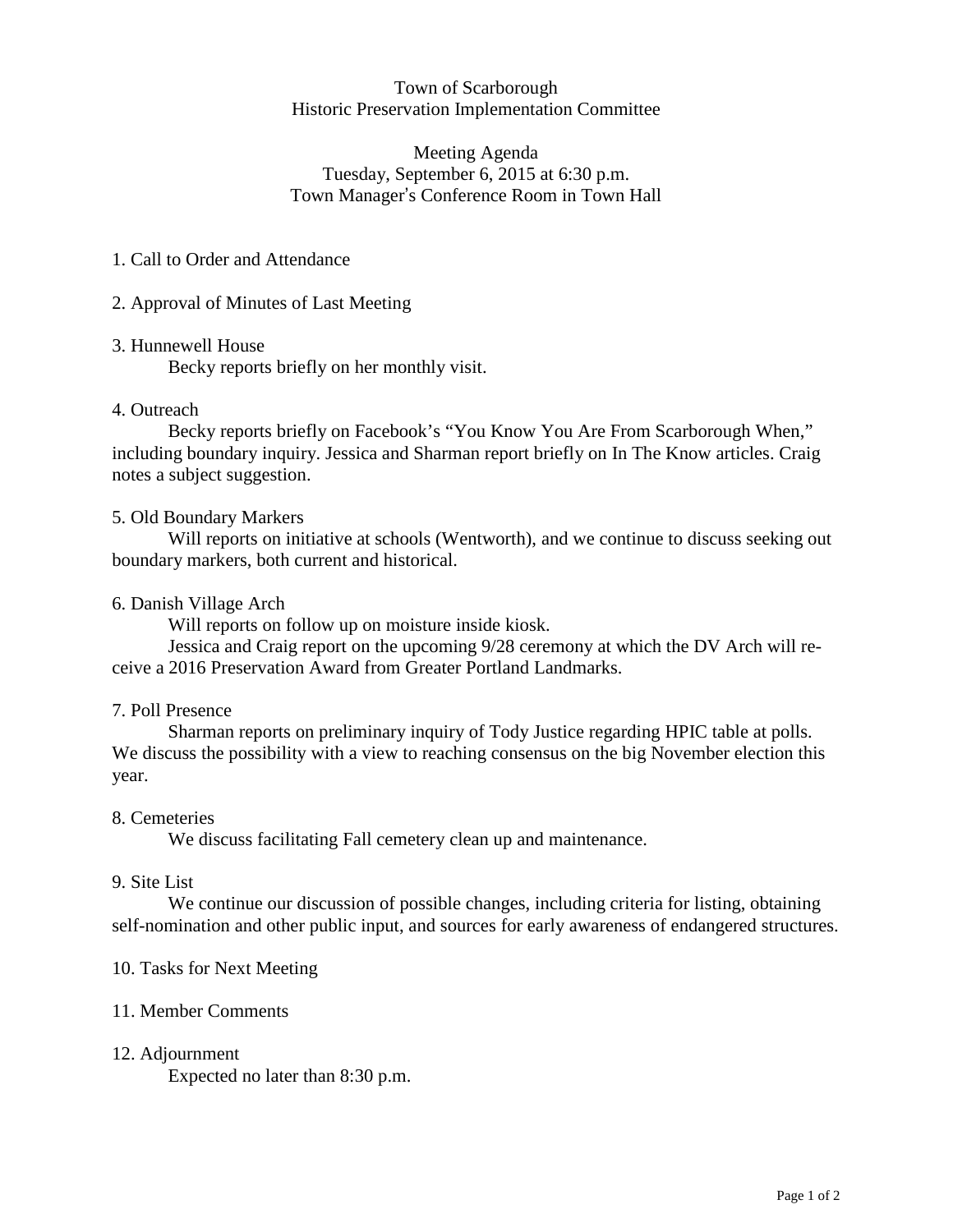Town of Scarborough
Historic Preservation Implementation Committee

Meeting Agenda
Tuesday, September 6, 2015 at 6:30 p.m.
Town Manager's Conference Room in Town Hall

1. Call to Order and Attendance

2. Approval of Minutes of Last Meeting

3. Hunnewell House

    Becky reports briefly on her monthly visit.

4. Outreach

    Becky reports briefly on Facebook's "You Know You Are From Scarborough When," including boundary inquiry. Jessica and Sharman report briefly on In The Know articles. Craig notes a subject suggestion.

5. Old Boundary Markers

    Will reports on initiative at schools (Wentworth), and we continue to discuss seeking out boundary markers, both current and historical.

6. Danish Village Arch

    Will reports on follow up on moisture inside kiosk.

    Jessica and Craig report on the upcoming 9/28 ceremony at which the DV Arch will receive a 2016 Preservation Award from Greater Portland Landmarks.

7. Poll Presence

    Sharman reports on preliminary inquiry of Tody Justice regarding HPIC table at polls. We discuss the possibility with a view to reaching consensus on the big November election this year.

8. Cemeteries

    We discuss facilitating Fall cemetery clean up and maintenance.

9. Site List

    We continue our discussion of possible changes, including criteria for listing, obtaining self-nomination and other public input, and sources for early awareness of endangered structures.

10. Tasks for Next Meeting

11. Member Comments

12. Adjournment

    Expected no later than 8:30 p.m.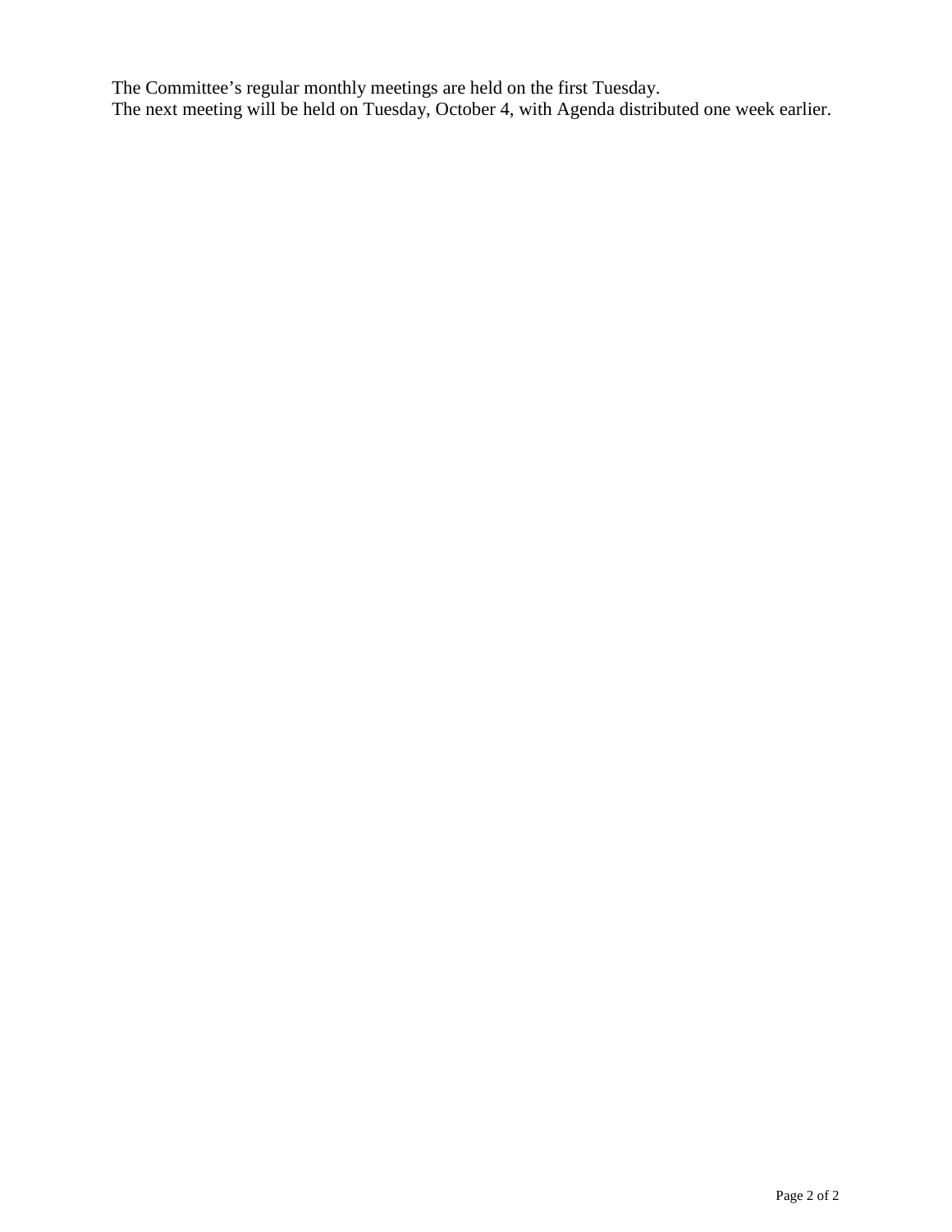The Committee's regular monthly meetings are held on the first Tuesday.
The next meeting will be held on Tuesday, October 4, with Agenda distributed one week earlier.